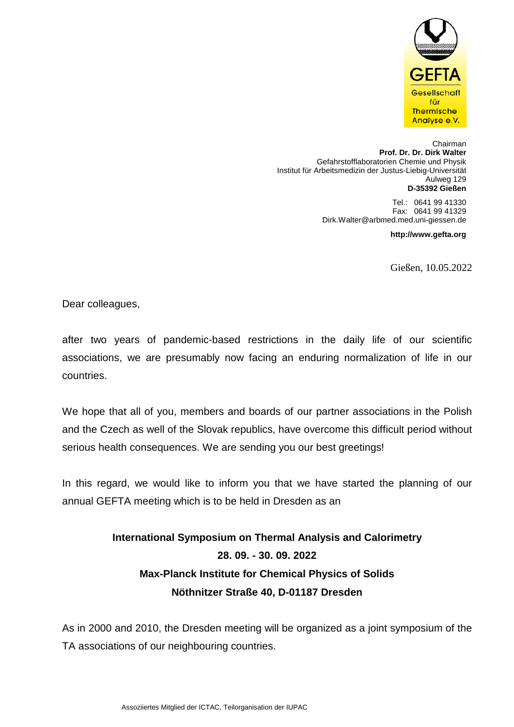GEFTA
Gesellschaft
für
Thermische
Analyse e.V.

Chairman
**Prof. Dr. Dr. Dirk Walter**
Gefahrstofflaboratorien Chemie und Physik
Institut für Arbeitsmedizin der Justus-Liebig-Universität
Aulweg 129
**D-35392 Gießen**

Tel.: 0641 99 41330
Fax: 0641 99 41329
Dirk.Walter@arbmed.med.uni-giessen.de

**http://www.gefta.org**

Gießen, 10.05.2022

Dear colleagues,

after two years of pandemic-based restrictions in the daily life of our scientific associations, we are presumably now facing an enduring normalization of life in our countries.

We hope that all of you, members and boards of our partner associations in the Polish and the Czech as well of the Slovak republics, have overcome this difficult period without serious health consequences. We are sending you our best greetings!

In this regard, we would like to inform you that we have started the planning of our annual GEFTA meeting which is to be held in Dresden as an

**International Symposium on Thermal Analysis and Calorimetry**
**28. 09. - 30. 09. 2022**
**Max-Planck Institute for Chemical Physics of Solids**
**Nöthnitzer Straße 40, D-01187 Dresden**

As in 2000 and 2010, the Dresden meeting will be organized as a joint symposium of the TA associations of our neighbouring countries.

Assoziiertes Mitglied der ICTAC, Teilorganisation der IUPAC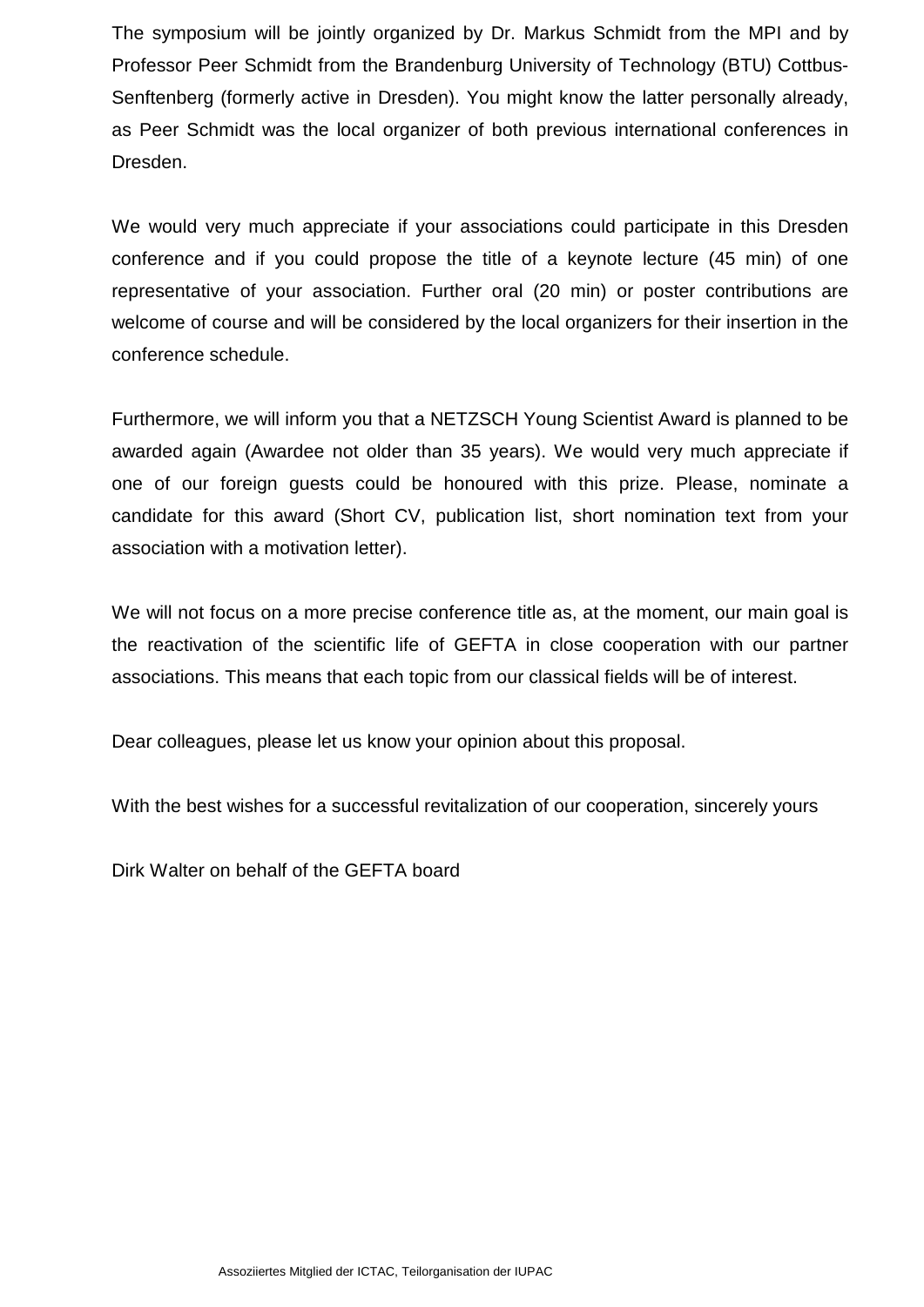The symposium will be jointly organized by Dr. Markus Schmidt from the MPI and by Professor Peer Schmidt from the Brandenburg University of Technology (BTU) Cottbus-Senftenberg (formerly active in Dresden). You might know the latter personally already, as Peer Schmidt was the local organizer of both previous international conferences in Dresden.

We would very much appreciate if your associations could participate in this Dresden conference and if you could propose the title of a keynote lecture (45 min) of one representative of your association. Further oral (20 min) or poster contributions are welcome of course and will be considered by the local organizers for their insertion in the conference schedule.

Furthermore, we will inform you that a NETZSCH Young Scientist Award is planned to be awarded again (Awardee not older than 35 years). We would very much appreciate if one of our foreign guests could be honoured with this prize. Please, nominate a candidate for this award (Short CV, publication list, short nomination text from your association with a motivation letter).

We will not focus on a more precise conference title as, at the moment, our main goal is the reactivation of the scientific life of GEFTA in close cooperation with our partner associations. This means that each topic from our classical fields will be of interest.

Dear colleagues, please let us know your opinion about this proposal.

With the best wishes for a successful revitalization of our cooperation, sincerely yours

Dirk Walter on behalf of the GEFTA board